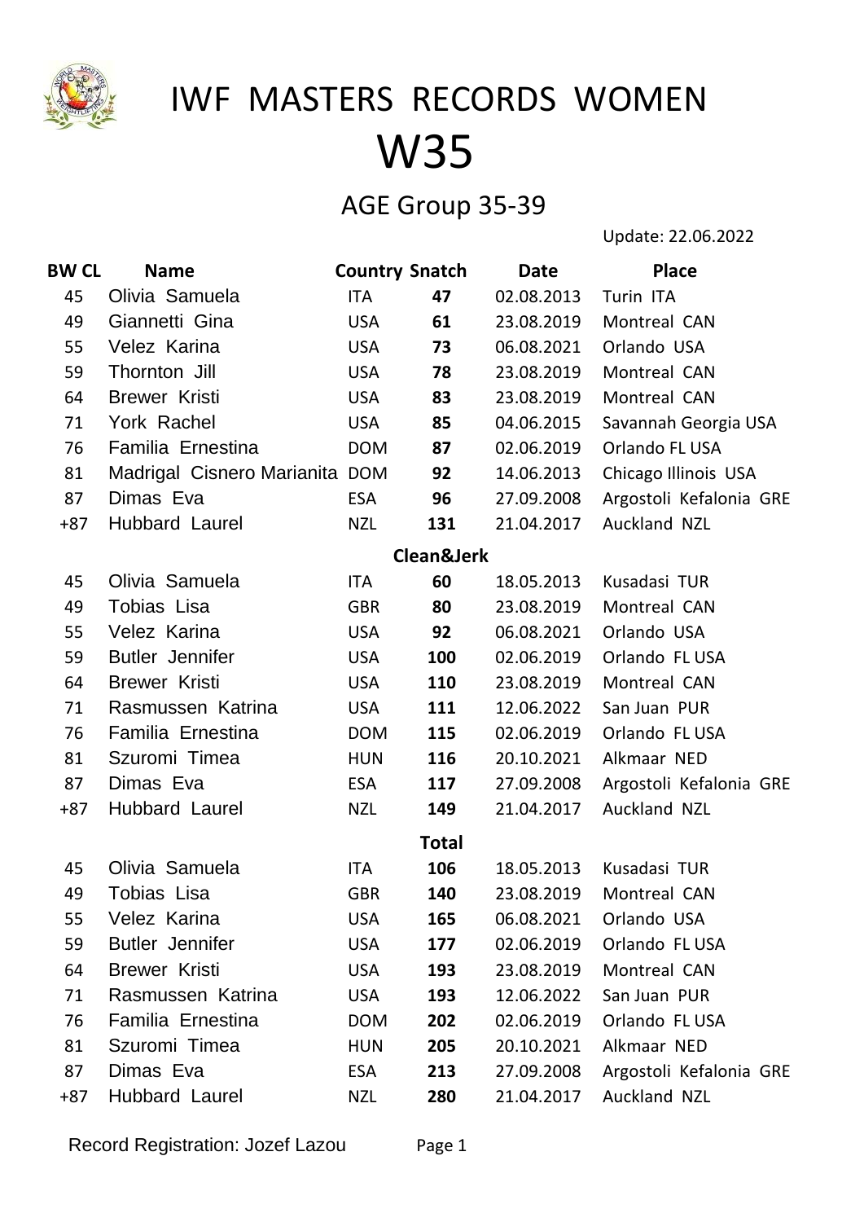# IWF MASTERS RECORDS WOMEN

# W35

## AGE Group 35-39

Update: 22.06.2022

| BW CL | Name | Country | Snatch | Date | Place |
|---|---|---|---|---|---|
| 45 | Olivia Samuela | ITA | **47** | 02.08.2013 | Turin ITA |
| 49 | Giannetti Gina | USA | **61** | 23.08.2019 | Montreal CAN |
| 55 | Velez Karina | USA | **73** | 06.08.2021 | Orlando USA |
| 59 | Thornton Jill | USA | **78** | 23.08.2019 | Montreal CAN |
| 64 | Brewer Kristi | USA | **83** | 23.08.2019 | Montreal CAN |
| 71 | York Rachel | USA | **85** | 04.06.2015 | Savannah Georgia USA |
| 76 | Familia Ernestina | DOM | **87** | 02.06.2019 | Orlando FL USA |
| 81 | Madrigal Cisnero Marianita | DOM | **92** | 14.06.2013 | Chicago Illinois USA |
| 87 | Dimas Eva | ESA | **96** | 27.09.2008 | Argostoli Kefalonia GRE |
| +87 | Hubbard Laurel | NZL | **131** | 21.04.2017 | Auckland NZL |
| | | | **Clean&Jerk** | | |
| 45 | Olivia Samuela | ITA | **60** | 18.05.2013 | Kusadasi TUR |
| 49 | Tobias Lisa | GBR | **80** | 23.08.2019 | Montreal CAN |
| 55 | Velez Karina | USA | **92** | 06.08.2021 | Orlando USA |
| 59 | Butler Jennifer | USA | **100** | 02.06.2019 | Orlando FL USA |
| 64 | Brewer Kristi | USA | **110** | 23.08.2019 | Montreal CAN |
| 71 | Rasmussen Katrina | USA | **111** | 12.06.2022 | San Juan PUR |
| 76 | Familia Ernestina | DOM | **115** | 02.06.2019 | Orlando FL USA |
| 81 | Szuromi Timea | HUN | **116** | 20.10.2021 | Alkmaar NED |
| 87 | Dimas Eva | ESA | **117** | 27.09.2008 | Argostoli Kefalonia GRE |
| +87 | Hubbard Laurel | NZL | **149** | 21.04.2017 | Auckland NZL |
| | | | **Total** | | |
| 45 | Olivia Samuela | ITA | **106** | 18.05.2013 | Kusadasi TUR |
| 49 | Tobias Lisa | GBR | **140** | 23.08.2019 | Montreal CAN |
| 55 | Velez Karina | USA | **165** | 06.08.2021 | Orlando USA |
| 59 | Butler Jennifer | USA | **177** | 02.06.2019 | Orlando FL USA |
| 64 | Brewer Kristi | USA | **193** | 23.08.2019 | Montreal CAN |
| 71 | Rasmussen Katrina | USA | **193** | 12.06.2022 | San Juan PUR |
| 76 | Familia Ernestina | DOM | **202** | 02.06.2019 | Orlando FL USA |
| 81 | Szuromi Timea | HUN | **205** | 20.10.2021 | Alkmaar NED |
| 87 | Dimas Eva | ESA | **213** | 27.09.2008 | Argostoli Kefalonia GRE |
| +87 | Hubbard Laurel | NZL | **280** | 21.04.2017 | Auckland NZL |

Record Registration: Jozef Lazou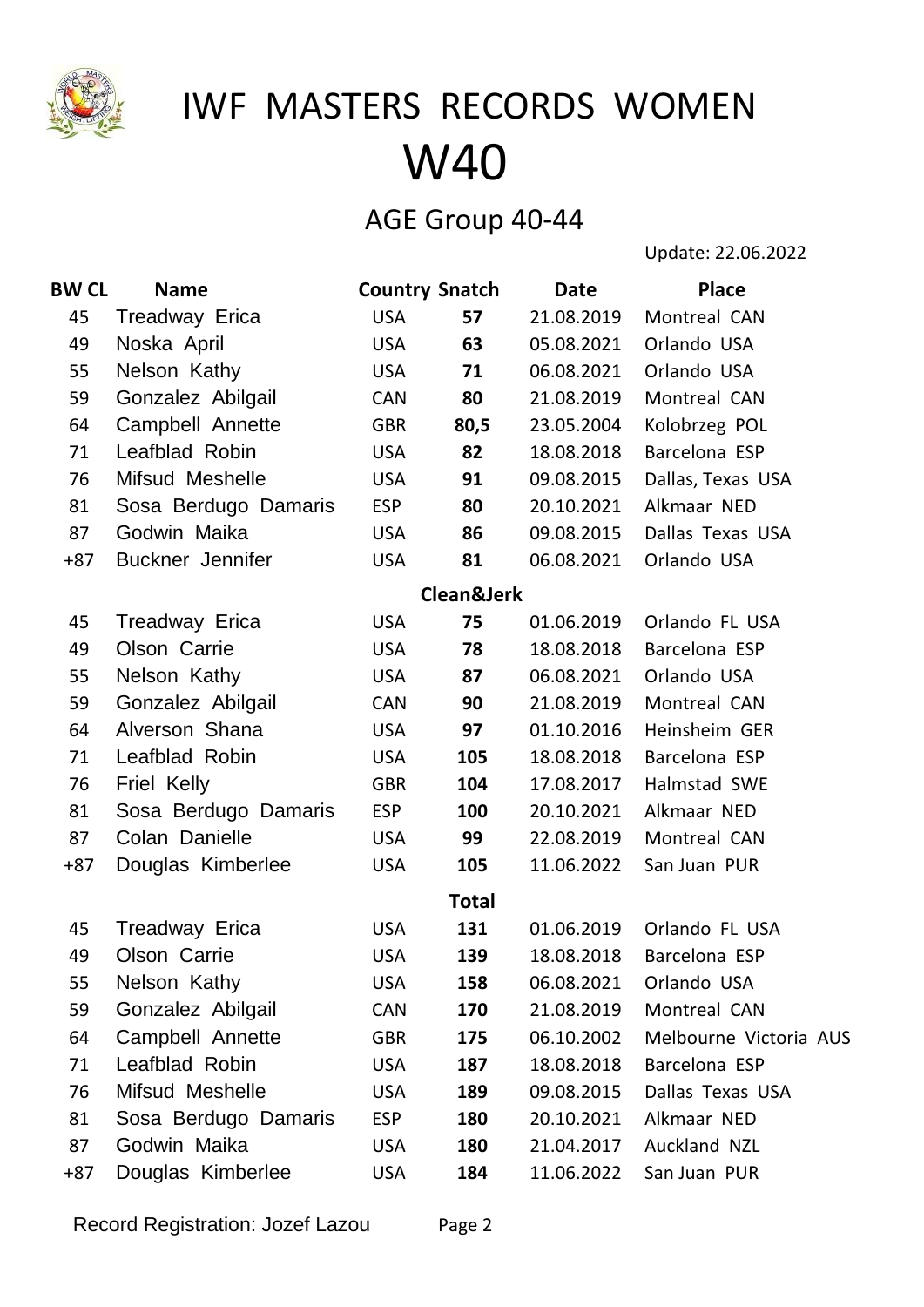# IWF MASTERS RECORDS WOMEN

# W40

## AGE Group 40-44

Update: 22.06.2022

| BW CL | Name | Country | Snatch | Date | Place |
|---|---|---|---|---|---|
| 45 | Treadway Erica | USA | **57** | 21.08.2019 | Montreal CAN |
| 49 | Noska April | USA | **63** | 05.08.2021 | Orlando USA |
| 55 | Nelson Kathy | USA | **71** | 06.08.2021 | Orlando USA |
| 59 | Gonzalez Abilgail | CAN | **80** | 21.08.2019 | Montreal CAN |
| 64 | Campbell Annette | GBR | **80,5** | 23.05.2004 | Kolobrzeg POL |
| 71 | Leafblad Robin | USA | **82** | 18.08.2018 | Barcelona ESP |
| 76 | Mifsud Meshelle | USA | **91** | 09.08.2015 | Dallas, Texas USA |
| 81 | Sosa Berdugo Damaris | ESP | **80** | 20.10.2021 | Alkmaar NED |
| 87 | Godwin Maika | USA | **86** | 09.08.2015 | Dallas Texas USA |
| +87 | Buckner Jennifer | USA | **81** | 06.08.2021 | Orlando USA |
| | | | **Clean&Jerk** | | |
| 45 | Treadway Erica | USA | **75** | 01.06.2019 | Orlando FL USA |
| 49 | Olson Carrie | USA | **78** | 18.08.2018 | Barcelona ESP |
| 55 | Nelson Kathy | USA | **87** | 06.08.2021 | Orlando USA |
| 59 | Gonzalez Abilgail | CAN | **90** | 21.08.2019 | Montreal CAN |
| 64 | Alverson Shana | USA | **97** | 01.10.2016 | Heinsheim GER |
| 71 | Leafblad Robin | USA | **105** | 18.08.2018 | Barcelona ESP |
| 76 | Friel Kelly | GBR | **104** | 17.08.2017 | Halmstad SWE |
| 81 | Sosa Berdugo Damaris | ESP | **100** | 20.10.2021 | Alkmaar NED |
| 87 | Colan Danielle | USA | **99** | 22.08.2019 | Montreal CAN |
| +87 | Douglas Kimberlee | USA | **105** | 11.06.2022 | San Juan PUR |
| | | | **Total** | | |
| 45 | Treadway Erica | USA | **131** | 01.06.2019 | Orlando FL USA |
| 49 | Olson Carrie | USA | **139** | 18.08.2018 | Barcelona ESP |
| 55 | Nelson Kathy | USA | **158** | 06.08.2021 | Orlando USA |
| 59 | Gonzalez Abilgail | CAN | **170** | 21.08.2019 | Montreal CAN |
| 64 | Campbell Annette | GBR | **175** | 06.10.2002 | Melbourne Victoria AUS |
| 71 | Leafblad Robin | USA | **187** | 18.08.2018 | Barcelona ESP |
| 76 | Mifsud Meshelle | USA | **189** | 09.08.2015 | Dallas Texas USA |
| 81 | Sosa Berdugo Damaris | ESP | **180** | 20.10.2021 | Alkmaar NED |
| 87 | Godwin Maika | USA | **180** | 21.04.2017 | Auckland NZL |
| +87 | Douglas Kimberlee | USA | **184** | 11.06.2022 | San Juan PUR |

Record Registration: Jozef Lazou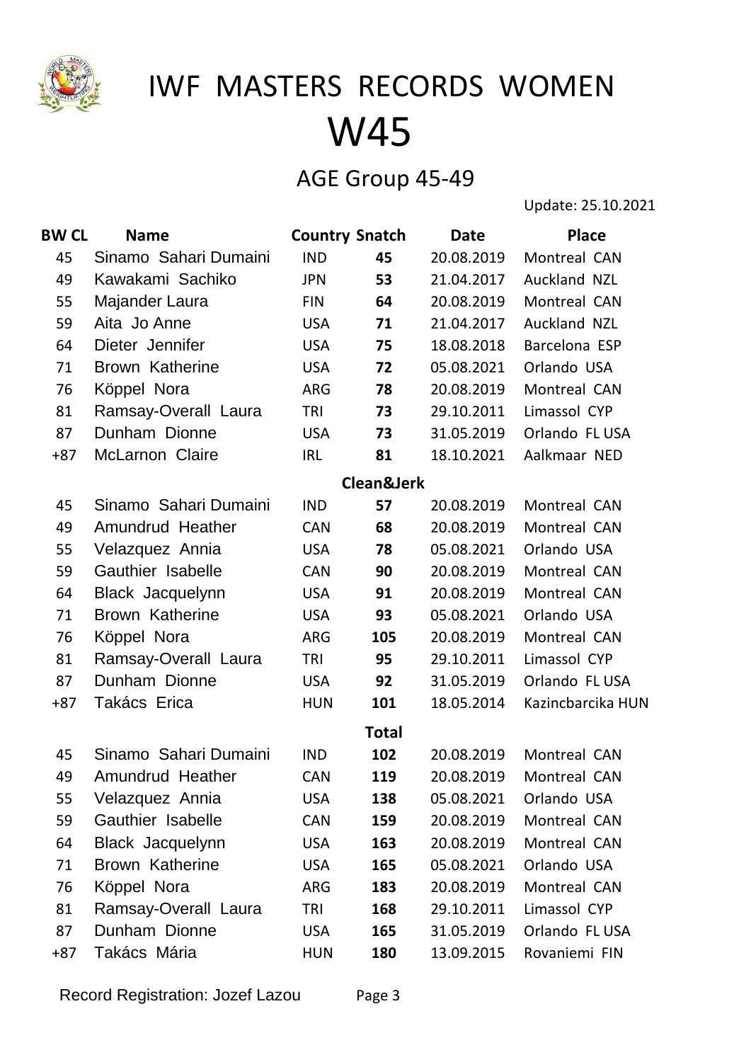# IWF MASTERS RECORDS WOMEN

# W45

## AGE Group 45-49

Update: 25.10.2021

| BW CL | Name | Country | Snatch | Date | Place |
|---|---|---|---|---|---|
| 45 | Sinamo Sahari Dumaini | IND | **45** | 20.08.2019 | Montreal CAN |
| 49 | Kawakami Sachiko | JPN | **53** | 21.04.2017 | Auckland NZL |
| 55 | Majander Laura | FIN | **64** | 20.08.2019 | Montreal CAN |
| 59 | Aita Jo Anne | USA | **71** | 21.04.2017 | Auckland NZL |
| 64 | Dieter Jennifer | USA | **75** | 18.08.2018 | Barcelona ESP |
| 71 | Brown Katherine | USA | **72** | 05.08.2021 | Orlando USA |
| 76 | Köppel Nora | ARG | **78** | 20.08.2019 | Montreal CAN |
| 81 | Ramsay-Overall Laura | TRI | **73** | 29.10.2011 | Limassol CYP |
| 87 | Dunham Dionne | USA | **73** | 31.05.2019 | Orlando FL USA |
| +87 | McLarnon Claire | IRL | **81** | 18.10.2021 | Aalkmaar NED |
| | | | **Clean&Jerk** | | |
| 45 | Sinamo Sahari Dumaini | IND | **57** | 20.08.2019 | Montreal CAN |
| 49 | Amundrud Heather | CAN | **68** | 20.08.2019 | Montreal CAN |
| 55 | Velazquez Annia | USA | **78** | 05.08.2021 | Orlando USA |
| 59 | Gauthier Isabelle | CAN | **90** | 20.08.2019 | Montreal CAN |
| 64 | Black Jacquelynn | USA | **91** | 20.08.2019 | Montreal CAN |
| 71 | Brown Katherine | USA | **93** | 05.08.2021 | Orlando USA |
| 76 | Köppel Nora | ARG | **105** | 20.08.2019 | Montreal CAN |
| 81 | Ramsay-Overall Laura | TRI | **95** | 29.10.2011 | Limassol CYP |
| 87 | Dunham Dionne | USA | **92** | 31.05.2019 | Orlando FL USA |
| +87 | Takács Erica | HUN | **101** | 18.05.2014 | Kazincbarcika HUN |
| | | | **Total** | | |
| 45 | Sinamo Sahari Dumaini | IND | **102** | 20.08.2019 | Montreal CAN |
| 49 | Amundrud Heather | CAN | **119** | 20.08.2019 | Montreal CAN |
| 55 | Velazquez Annia | USA | **138** | 05.08.2021 | Orlando USA |
| 59 | Gauthier Isabelle | CAN | **159** | 20.08.2019 | Montreal CAN |
| 64 | Black Jacquelynn | USA | **163** | 20.08.2019 | Montreal CAN |
| 71 | Brown Katherine | USA | **165** | 05.08.2021 | Orlando USA |
| 76 | Köppel Nora | ARG | **183** | 20.08.2019 | Montreal CAN |
| 81 | Ramsay-Overall Laura | TRI | **168** | 29.10.2011 | Limassol CYP |
| 87 | Dunham Dionne | USA | **165** | 31.05.2019 | Orlando FL USA |
| +87 | Takács Mária | HUN | **180** | 13.09.2015 | Rovaniemi FIN |

Record Registration: Jozef Lazou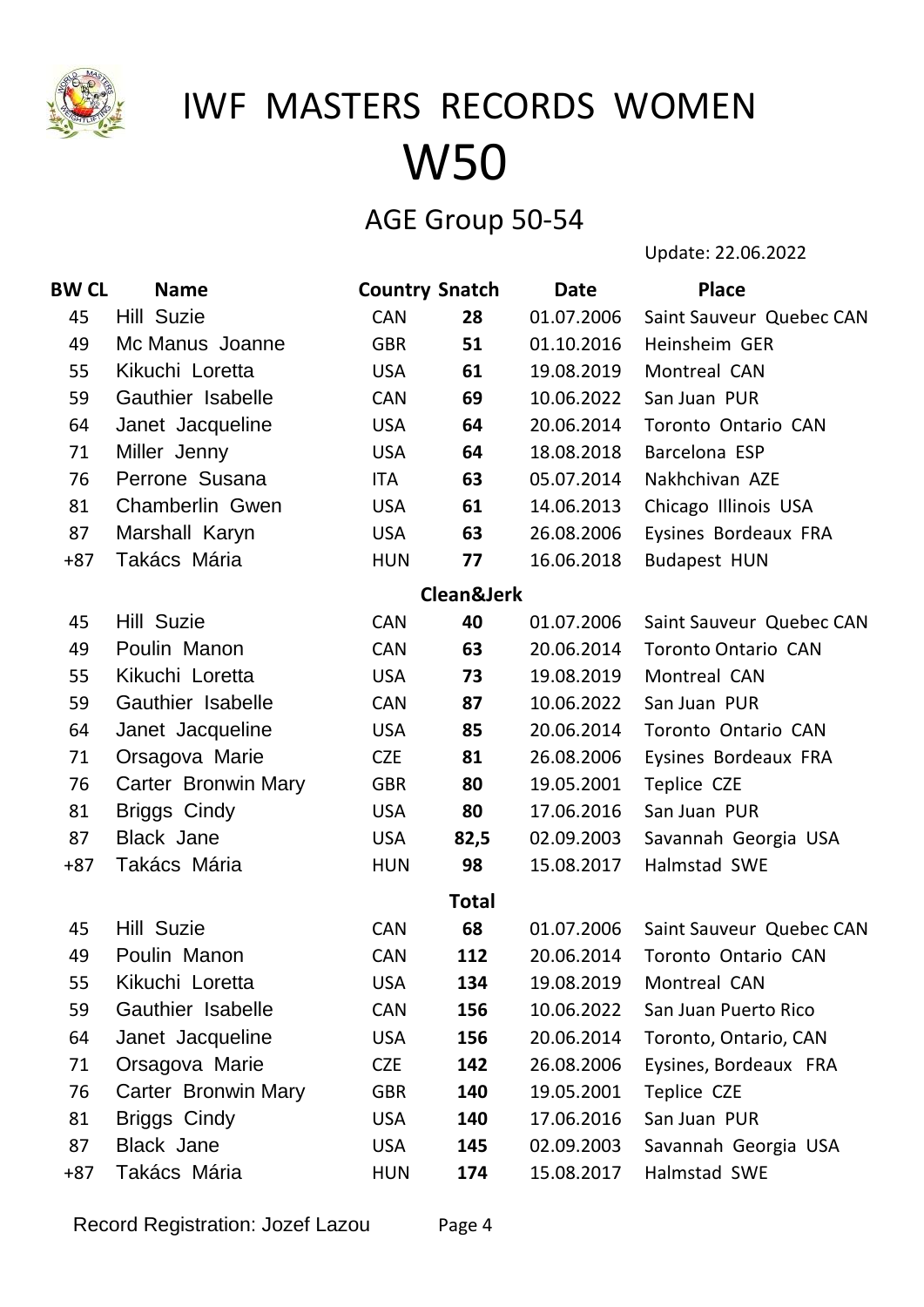# IWF MASTERS RECORDS WOMEN

# W50

## AGE Group 50-54

Update: 22.06.2022

| BW CL | Name | Country | Snatch | Date | Place |
|---|---|---|---|---|---|
| 45 | Hill Suzie | CAN | **28** | 01.07.2006 | Saint Sauveur Quebec CAN |
| 49 | Mc Manus Joanne | GBR | **51** | 01.10.2016 | Heinsheim GER |
| 55 | Kikuchi Loretta | USA | **61** | 19.08.2019 | Montreal CAN |
| 59 | Gauthier Isabelle | CAN | **69** | 10.06.2022 | San Juan PUR |
| 64 | Janet Jacqueline | USA | **64** | 20.06.2014 | Toronto Ontario CAN |
| 71 | Miller Jenny | USA | **64** | 18.08.2018 | Barcelona ESP |
| 76 | Perrone Susana | ITA | **63** | 05.07.2014 | Nakhchivan AZE |
| 81 | Chamberlin Gwen | USA | **61** | 14.06.2013 | Chicago Illinois USA |
| 87 | Marshall Karyn | USA | **63** | 26.08.2006 | Eysines Bordeaux FRA |
| +87 | Takács Mária | HUN | **77** | 16.06.2018 | Budapest HUN |
| | | | **Clean&Jerk** | | |
| 45 | Hill Suzie | CAN | **40** | 01.07.2006 | Saint Sauveur Quebec CAN |
| 49 | Poulin Manon | CAN | **63** | 20.06.2014 | Toronto Ontario CAN |
| 55 | Kikuchi Loretta | USA | **73** | 19.08.2019 | Montreal CAN |
| 59 | Gauthier Isabelle | CAN | **87** | 10.06.2022 | San Juan PUR |
| 64 | Janet Jacqueline | USA | **85** | 20.06.2014 | Toronto Ontario CAN |
| 71 | Orsagova Marie | CZE | **81** | 26.08.2006 | Eysines Bordeaux FRA |
| 76 | Carter Bronwin Mary | GBR | **80** | 19.05.2001 | Teplice CZE |
| 81 | Briggs Cindy | USA | **80** | 17.06.2016 | San Juan PUR |
| 87 | Black Jane | USA | **82,5** | 02.09.2003 | Savannah Georgia USA |
| +87 | Takács Mária | HUN | **98** | 15.08.2017 | Halmstad SWE |
| | | | **Total** | | |
| 45 | Hill Suzie | CAN | **68** | 01.07.2006 | Saint Sauveur Quebec CAN |
| 49 | Poulin Manon | CAN | **112** | 20.06.2014 | Toronto Ontario CAN |
| 55 | Kikuchi Loretta | USA | **134** | 19.08.2019 | Montreal CAN |
| 59 | Gauthier Isabelle | CAN | **156** | 10.06.2022 | San Juan Puerto Rico |
| 64 | Janet Jacqueline | USA | **156** | 20.06.2014 | Toronto, Ontario, CAN |
| 71 | Orsagova Marie | CZE | **142** | 26.08.2006 | Eysines, Bordeaux FRA |
| 76 | Carter Bronwin Mary | GBR | **140** | 19.05.2001 | Teplice CZE |
| 81 | Briggs Cindy | USA | **140** | 17.06.2016 | San Juan PUR |
| 87 | Black Jane | USA | **145** | 02.09.2003 | Savannah Georgia USA |
| +87 | Takács Mária | HUN | **174** | 15.08.2017 | Halmstad SWE |

Record Registration: Jozef Lazou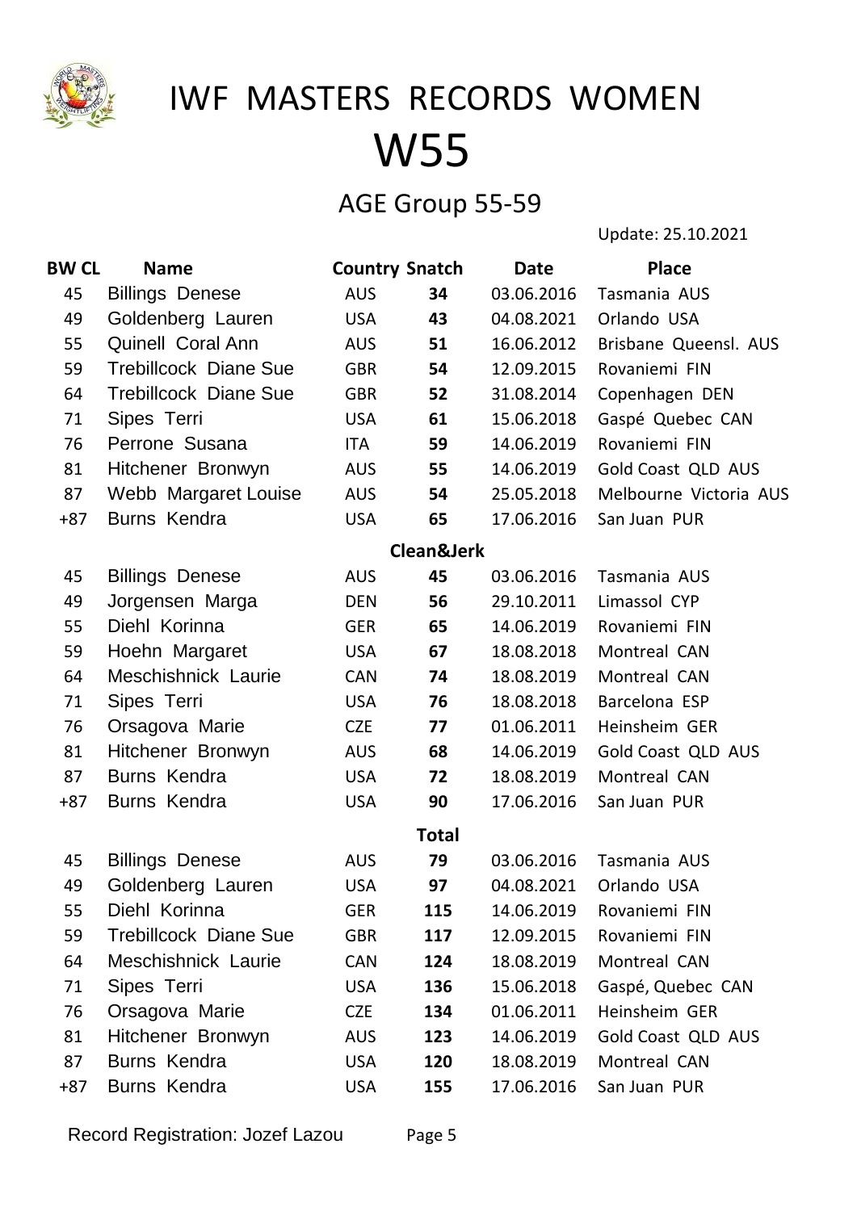# IWF MASTERS RECORDS WOMEN

# W55

## AGE Group 55-59

Update: 25.10.2021

| BW CL | Name | Country | Snatch | Date | Place |
|---|---|---|---|---|---|
| 45 | Billings Denese | AUS | **34** | 03.06.2016 | Tasmania AUS |
| 49 | Goldenberg Lauren | USA | **43** | 04.08.2021 | Orlando USA |
| 55 | Quinell Coral Ann | AUS | **51** | 16.06.2012 | Brisbane Queensl. AUS |
| 59 | Trebillcock Diane Sue | GBR | **54** | 12.09.2015 | Rovaniemi FIN |
| 64 | Trebillcock Diane Sue | GBR | **52** | 31.08.2014 | Copenhagen DEN |
| 71 | Sipes Terri | USA | **61** | 15.06.2018 | Gaspé Quebec CAN |
| 76 | Perrone Susana | ITA | **59** | 14.06.2019 | Rovaniemi FIN |
| 81 | Hitchener Bronwyn | AUS | **55** | 14.06.2019 | Gold Coast QLD AUS |
| 87 | Webb Margaret Louise | AUS | **54** | 25.05.2018 | Melbourne Victoria AUS |
| +87 | Burns Kendra | USA | **65** | 17.06.2016 | San Juan PUR |
| | | | **Clean&Jerk** | | |
| 45 | Billings Denese | AUS | **45** | 03.06.2016 | Tasmania AUS |
| 49 | Jorgensen Marga | DEN | **56** | 29.10.2011 | Limassol CYP |
| 55 | Diehl Korinna | GER | **65** | 14.06.2019 | Rovaniemi FIN |
| 59 | Hoehn Margaret | USA | **67** | 18.08.2018 | Montreal CAN |
| 64 | Meschishnick Laurie | CAN | **74** | 18.08.2019 | Montreal CAN |
| 71 | Sipes Terri | USA | **76** | 18.08.2018 | Barcelona ESP |
| 76 | Orsagova Marie | CZE | **77** | 01.06.2011 | Heinsheim GER |
| 81 | Hitchener Bronwyn | AUS | **68** | 14.06.2019 | Gold Coast QLD AUS |
| 87 | Burns Kendra | USA | **72** | 18.08.2019 | Montreal CAN |
| +87 | Burns Kendra | USA | **90** | 17.06.2016 | San Juan PUR |
| | | | **Total** | | |
| 45 | Billings Denese | AUS | **79** | 03.06.2016 | Tasmania AUS |
| 49 | Goldenberg Lauren | USA | **97** | 04.08.2021 | Orlando USA |
| 55 | Diehl Korinna | GER | **115** | 14.06.2019 | Rovaniemi FIN |
| 59 | Trebillcock Diane Sue | GBR | **117** | 12.09.2015 | Rovaniemi FIN |
| 64 | Meschishnick Laurie | CAN | **124** | 18.08.2019 | Montreal CAN |
| 71 | Sipes Terri | USA | **136** | 15.06.2018 | Gaspé, Quebec CAN |
| 76 | Orsagova Marie | CZE | **134** | 01.06.2011 | Heinsheim GER |
| 81 | Hitchener Bronwyn | AUS | **123** | 14.06.2019 | Gold Coast QLD AUS |
| 87 | Burns Kendra | USA | **120** | 18.08.2019 | Montreal CAN |
| +87 | Burns Kendra | USA | **155** | 17.06.2016 | San Juan PUR |

Record Registration: Jozef Lazou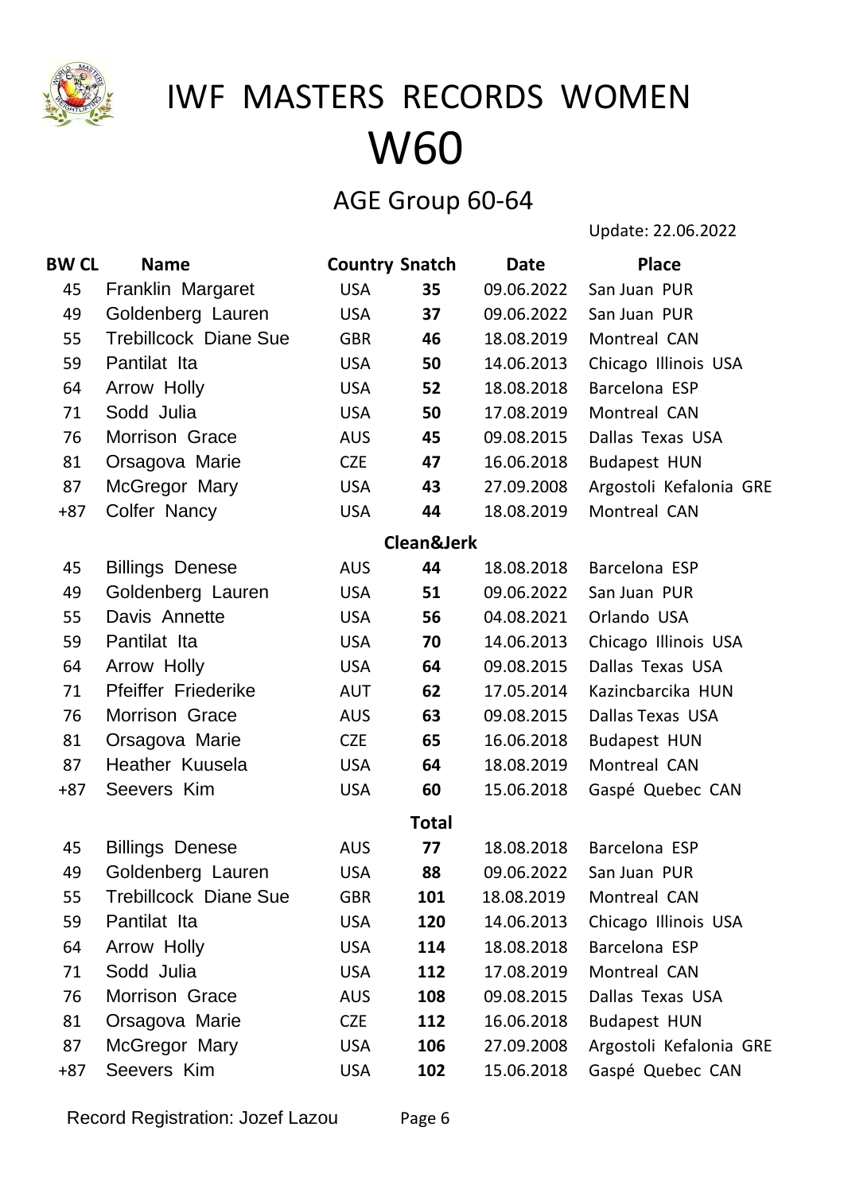# IWF MASTERS RECORDS WOMEN

# W60

## AGE Group 60-64

Update: 22.06.2022

| BW CL | Name | Country | Snatch | Date | Place |
|---|---|---|---|---|---|
| 45 | Franklin Margaret | USA | **35** | 09.06.2022 | San Juan PUR |
| 49 | Goldenberg Lauren | USA | **37** | 09.06.2022 | San Juan PUR |
| 55 | Trebillcock Diane Sue | GBR | **46** | 18.08.2019 | Montreal CAN |
| 59 | Pantilat Ita | USA | **50** | 14.06.2013 | Chicago Illinois USA |
| 64 | Arrow Holly | USA | **52** | 18.08.2018 | Barcelona ESP |
| 71 | Sodd Julia | USA | **50** | 17.08.2019 | Montreal CAN |
| 76 | Morrison Grace | AUS | **45** | 09.08.2015 | Dallas Texas USA |
| 81 | Orsagova Marie | CZE | **47** | 16.06.2018 | Budapest HUN |
| 87 | McGregor Mary | USA | **43** | 27.09.2008 | Argostoli Kefalonia GRE |
| +87 | Colfer Nancy | USA | **44** | 18.08.2019 | Montreal CAN |
| | | | **Clean&Jerk** | | |
| 45 | Billings Denese | AUS | **44** | 18.08.2018 | Barcelona ESP |
| 49 | Goldenberg Lauren | USA | **51** | 09.06.2022 | San Juan PUR |
| 55 | Davis Annette | USA | **56** | 04.08.2021 | Orlando USA |
| 59 | Pantilat Ita | USA | **70** | 14.06.2013 | Chicago Illinois USA |
| 64 | Arrow Holly | USA | **64** | 09.08.2015 | Dallas Texas USA |
| 71 | Pfeiffer Friederike | AUT | **62** | 17.05.2014 | Kazincbarcika HUN |
| 76 | Morrison Grace | AUS | **63** | 09.08.2015 | Dallas Texas USA |
| 81 | Orsagova Marie | CZE | **65** | 16.06.2018 | Budapest HUN |
| 87 | Heather Kuusela | USA | **64** | 18.08.2019 | Montreal CAN |
| +87 | Seevers Kim | USA | **60** | 15.06.2018 | Gaspé Quebec CAN |
| | | | **Total** | | |
| 45 | Billings Denese | AUS | **77** | 18.08.2018 | Barcelona ESP |
| 49 | Goldenberg Lauren | USA | **88** | 09.06.2022 | San Juan PUR |
| 55 | Trebillcock Diane Sue | GBR | **101** | 18.08.2019 | Montreal CAN |
| 59 | Pantilat Ita | USA | **120** | 14.06.2013 | Chicago Illinois USA |
| 64 | Arrow Holly | USA | **114** | 18.08.2018 | Barcelona ESP |
| 71 | Sodd Julia | USA | **112** | 17.08.2019 | Montreal CAN |
| 76 | Morrison Grace | AUS | **108** | 09.08.2015 | Dallas Texas USA |
| 81 | Orsagova Marie | CZE | **112** | 16.06.2018 | Budapest HUN |
| 87 | McGregor Mary | USA | **106** | 27.09.2008 | Argostoli Kefalonia GRE |
| +87 | Seevers Kim | USA | **102** | 15.06.2018 | Gaspé Quebec CAN |

Record Registration: Jozef Lazou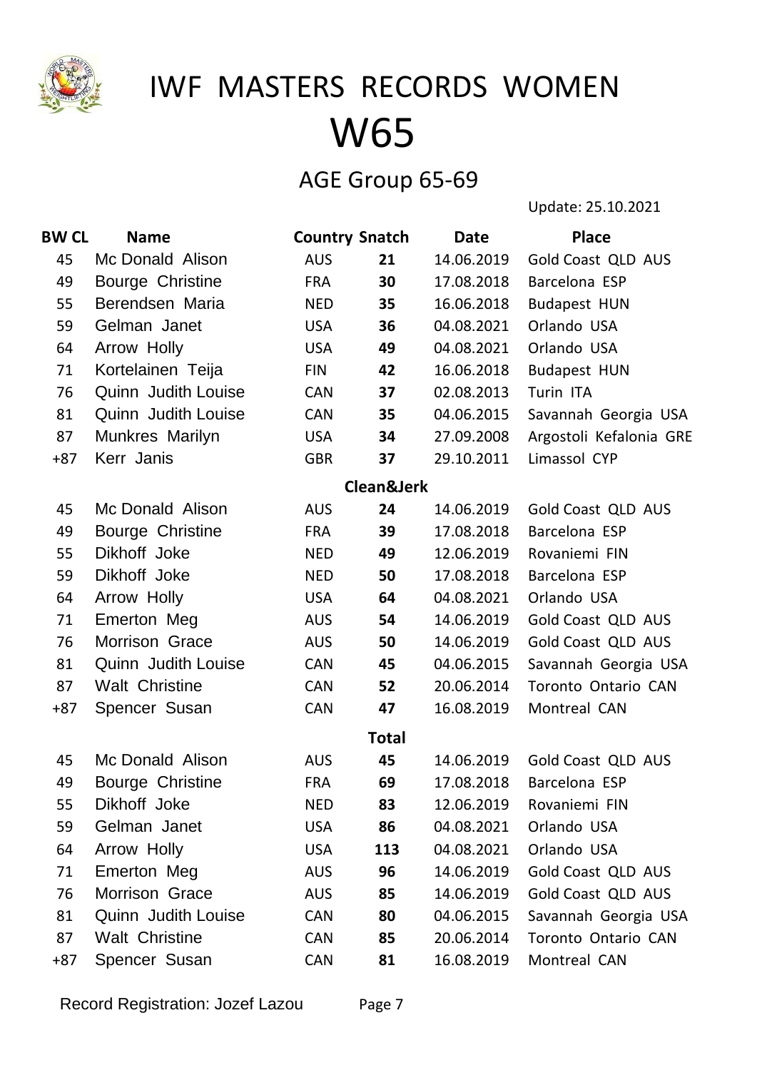# IWF MASTERS RECORDS WOMEN

# W65

## AGE Group 65-69

Update: 25.10.2021

| BW CL | Name | Country | Snatch | Date | Place |
|---|---|---|---|---|---|
| 45 | Mc Donald Alison | AUS | **21** | 14.06.2019 | Gold Coast QLD AUS |
| 49 | Bourge Christine | FRA | **30** | 17.08.2018 | Barcelona ESP |
| 55 | Berendsen Maria | NED | **35** | 16.06.2018 | Budapest HUN |
| 59 | Gelman Janet | USA | **36** | 04.08.2021 | Orlando USA |
| 64 | Arrow Holly | USA | **49** | 04.08.2021 | Orlando USA |
| 71 | Kortelainen Teija | FIN | **42** | 16.06.2018 | Budapest HUN |
| 76 | Quinn Judith Louise | CAN | **37** | 02.08.2013 | Turin ITA |
| 81 | Quinn Judith Louise | CAN | **35** | 04.06.2015 | Savannah Georgia USA |
| 87 | Munkres Marilyn | USA | **34** | 27.09.2008 | Argostoli Kefalonia GRE |
| +87 | Kerr Janis | GBR | **37** | 29.10.2011 | Limassol CYP |
| | | | **Clean&Jerk** | | |
| 45 | Mc Donald Alison | AUS | **24** | 14.06.2019 | Gold Coast QLD AUS |
| 49 | Bourge Christine | FRA | **39** | 17.08.2018 | Barcelona ESP |
| 55 | Dikhoff Joke | NED | **49** | 12.06.2019 | Rovaniemi FIN |
| 59 | Dikhoff Joke | NED | **50** | 17.08.2018 | Barcelona ESP |
| 64 | Arrow Holly | USA | **64** | 04.08.2021 | Orlando USA |
| 71 | Emerton Meg | AUS | **54** | 14.06.2019 | Gold Coast QLD AUS |
| 76 | Morrison Grace | AUS | **50** | 14.06.2019 | Gold Coast QLD AUS |
| 81 | Quinn Judith Louise | CAN | **45** | 04.06.2015 | Savannah Georgia USA |
| 87 | Walt Christine | CAN | **52** | 20.06.2014 | Toronto Ontario CAN |
| +87 | Spencer Susan | CAN | **47** | 16.08.2019 | Montreal CAN |
| | | | **Total** | | |
| 45 | Mc Donald Alison | AUS | **45** | 14.06.2019 | Gold Coast QLD AUS |
| 49 | Bourge Christine | FRA | **69** | 17.08.2018 | Barcelona ESP |
| 55 | Dikhoff Joke | NED | **83** | 12.06.2019 | Rovaniemi FIN |
| 59 | Gelman Janet | USA | **86** | 04.08.2021 | Orlando USA |
| 64 | Arrow Holly | USA | **113** | 04.08.2021 | Orlando USA |
| 71 | Emerton Meg | AUS | **96** | 14.06.2019 | Gold Coast QLD AUS |
| 76 | Morrison Grace | AUS | **85** | 14.06.2019 | Gold Coast QLD AUS |
| 81 | Quinn Judith Louise | CAN | **80** | 04.06.2015 | Savannah Georgia USA |
| 87 | Walt Christine | CAN | **85** | 20.06.2014 | Toronto Ontario CAN |
| +87 | Spencer Susan | CAN | **81** | 16.08.2019 | Montreal CAN |

Record Registration: Jozef Lazou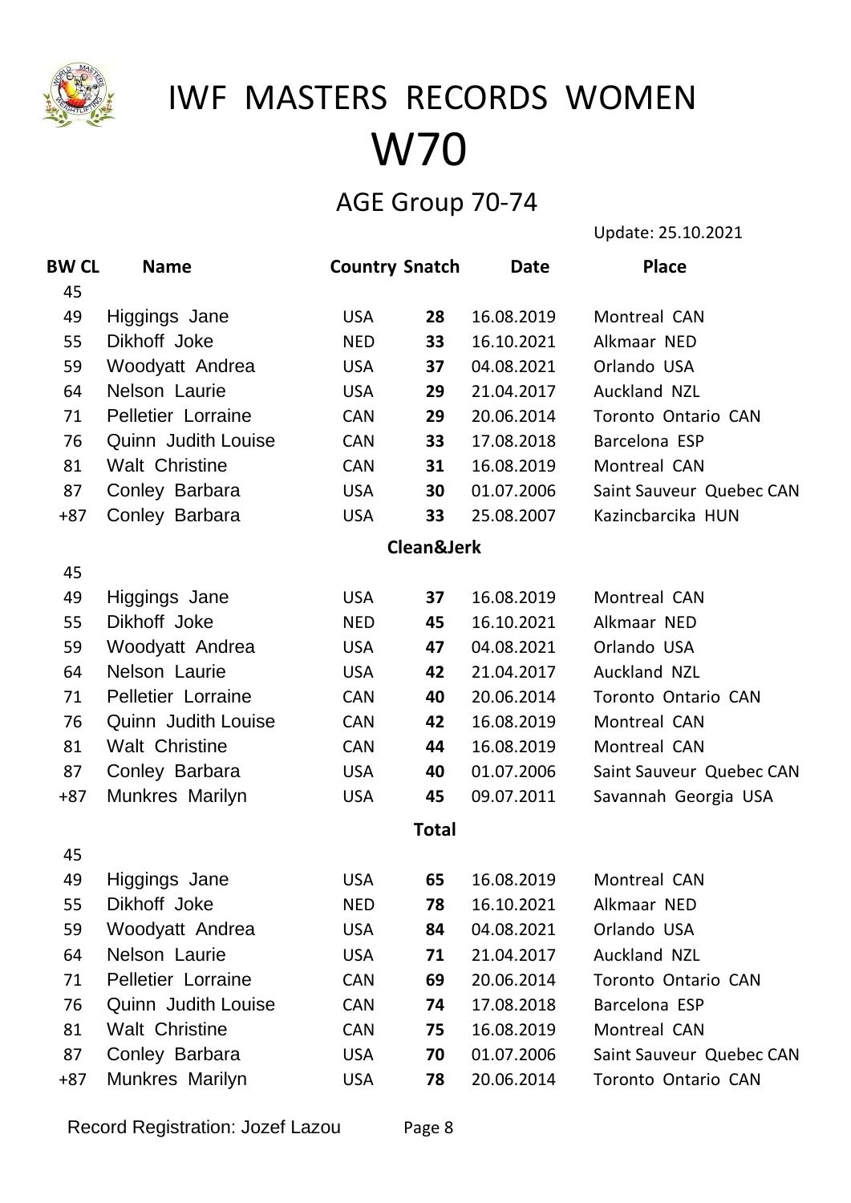# IWF MASTERS RECORDS WOMEN

# W70

## AGE Group 70-74

Update: 25.10.2021

| BW CL | Name | Country | Snatch | Date | Place |
|---|---|---|---|---|---|
| 45 | | | | | |
| 49 | Higgings Jane | USA | **28** | 16.08.2019 | Montreal CAN |
| 55 | Dikhoff Joke | NED | **33** | 16.10.2021 | Alkmaar NED |
| 59 | Woodyatt Andrea | USA | **37** | 04.08.2021 | Orlando USA |
| 64 | Nelson Laurie | USA | **29** | 21.04.2017 | Auckland NZL |
| 71 | Pelletier Lorraine | CAN | **29** | 20.06.2014 | Toronto Ontario CAN |
| 76 | Quinn Judith Louise | CAN | **33** | 17.08.2018 | Barcelona ESP |
| 81 | Walt Christine | CAN | **31** | 16.08.2019 | Montreal CAN |
| 87 | Conley Barbara | USA | **30** | 01.07.2006 | Saint Sauveur Quebec CAN |
| +87 | Conley Barbara | USA | **33** | 25.08.2007 | Kazincbarcika HUN |
| | | | **Clean&Jerk** | | |
| 45 | | | | | |
| 49 | Higgings Jane | USA | **37** | 16.08.2019 | Montreal CAN |
| 55 | Dikhoff Joke | NED | **45** | 16.10.2021 | Alkmaar NED |
| 59 | Woodyatt Andrea | USA | **47** | 04.08.2021 | Orlando USA |
| 64 | Nelson Laurie | USA | **42** | 21.04.2017 | Auckland NZL |
| 71 | Pelletier Lorraine | CAN | **40** | 20.06.2014 | Toronto Ontario CAN |
| 76 | Quinn Judith Louise | CAN | **42** | 16.08.2019 | Montreal CAN |
| 81 | Walt Christine | CAN | **44** | 16.08.2019 | Montreal CAN |
| 87 | Conley Barbara | USA | **40** | 01.07.2006 | Saint Sauveur Quebec CAN |
| +87 | Munkres Marilyn | USA | **45** | 09.07.2011 | Savannah Georgia USA |
| | | | **Total** | | |
| 45 | | | | | |
| 49 | Higgings Jane | USA | **65** | 16.08.2019 | Montreal CAN |
| 55 | Dikhoff Joke | NED | **78** | 16.10.2021 | Alkmaar NED |
| 59 | Woodyatt Andrea | USA | **84** | 04.08.2021 | Orlando USA |
| 64 | Nelson Laurie | USA | **71** | 21.04.2017 | Auckland NZL |
| 71 | Pelletier Lorraine | CAN | **69** | 20.06.2014 | Toronto Ontario CAN |
| 76 | Quinn Judith Louise | CAN | **74** | 17.08.2018 | Barcelona ESP |
| 81 | Walt Christine | CAN | **75** | 16.08.2019 | Montreal CAN |
| 87 | Conley Barbara | USA | **70** | 01.07.2006 | Saint Sauveur Quebec CAN |
| +87 | Munkres Marilyn | USA | **78** | 20.06.2014 | Toronto Ontario CAN |

Record Registration: Jozef Lazou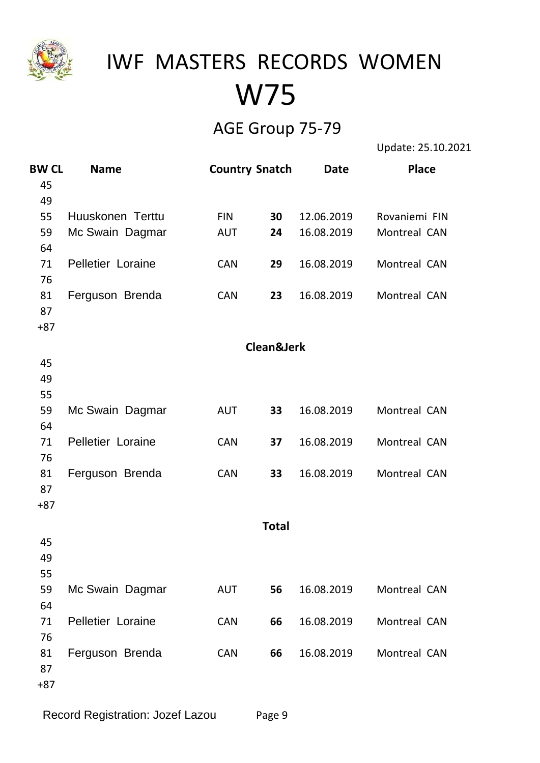# IWF MASTERS RECORDS WOMEN

# W75

## AGE Group 75-79

Update: 25.10.2021

| BW CL | Name | Country | Snatch | Date | Place |
|---|---|---|---|---|---|
| 45 | | | | | |
| 49 | | | | | |
| 55 | Huuskonen Terttu | FIN | **30** | 12.06.2019 | Rovaniemi FIN |
| 59 | Mc Swain Dagmar | AUT | **24** | 16.08.2019 | Montreal CAN |
| 64 | | | | | |
| 71 | Pelletier Loraine | CAN | **29** | 16.08.2019 | Montreal CAN |
| 76 | | | | | |
| 81 | Ferguson Brenda | CAN | **23** | 16.08.2019 | Montreal CAN |
| 87 | | | | | |
| +87 | | | | | |
| | | | **Clean&Jerk** | | |
| 45 | | | | | |
| 49 | | | | | |
| 55 | | | | | |
| 59 | Mc Swain Dagmar | AUT | **33** | 16.08.2019 | Montreal CAN |
| 64 | | | | | |
| 71 | Pelletier Loraine | CAN | **37** | 16.08.2019 | Montreal CAN |
| 76 | | | | | |
| 81 | Ferguson Brenda | CAN | **33** | 16.08.2019 | Montreal CAN |
| 87 | | | | | |
| +87 | | | | | |
| | | | **Total** | | |
| 45 | | | | | |
| 49 | | | | | |
| 55 | | | | | |
| 59 | Mc Swain Dagmar | AUT | **56** | 16.08.2019 | Montreal CAN |
| 64 | | | | | |
| 71 | Pelletier Loraine | CAN | **66** | 16.08.2019 | Montreal CAN |
| 76 | | | | | |
| 81 | Ferguson Brenda | CAN | **66** | 16.08.2019 | Montreal CAN |
| 87 | | | | | |
| +87 | | | | | |

Record Registration: Jozef Lazou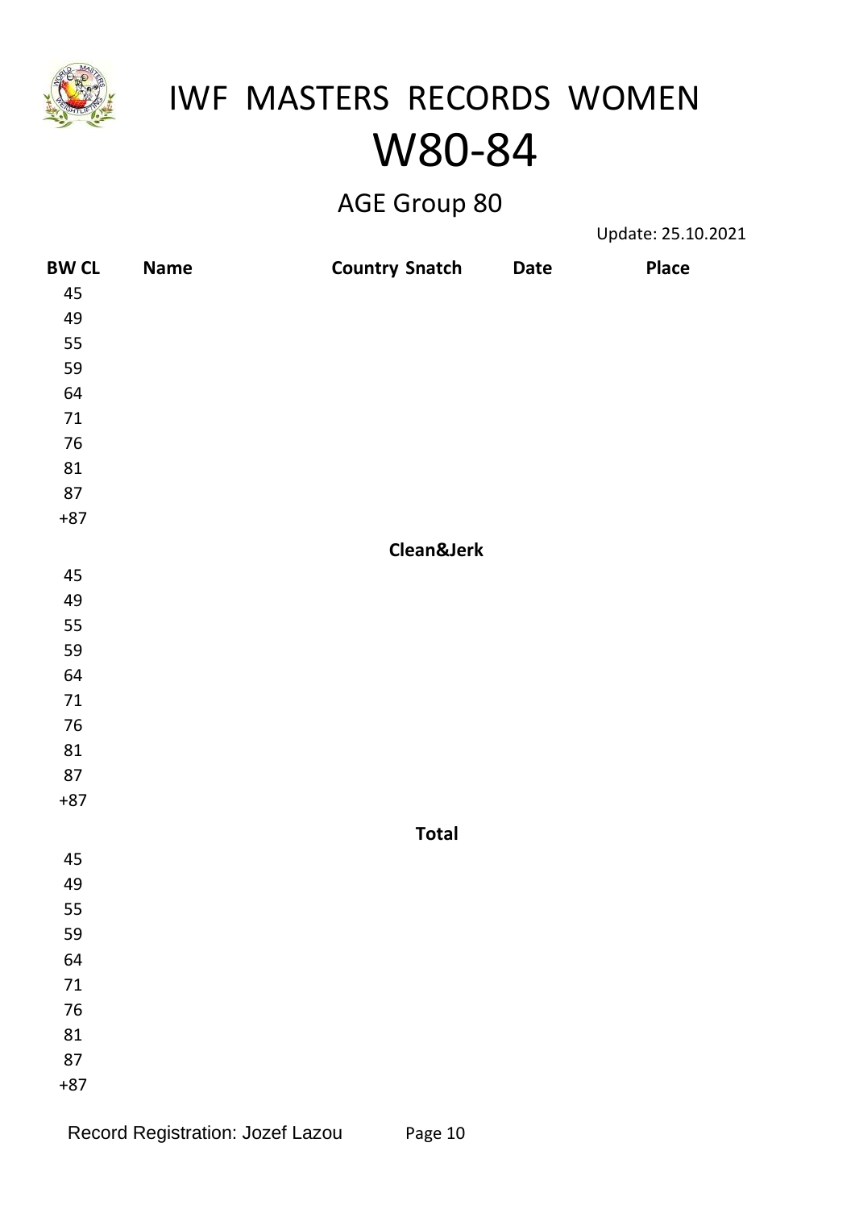# IWF MASTERS RECORDS WOMEN

# W80-84

## AGE Group 80

Update: 25.10.2021

| BW CL | Name | Country | Snatch | Date | Place |
|---|---|---|---|---|---|
| 45 | | | | | |
| 49 | | | | | |
| 55 | | | | | |
| 59 | | | | | |
| 64 | | | | | |
| 71 | | | | | |
| 76 | | | | | |
| 81 | | | | | |
| 87 | | | | | |
| +87 | | | | | |
| | | | **Clean&Jerk** | | |
| 45 | | | | | |
| 49 | | | | | |
| 55 | | | | | |
| 59 | | | | | |
| 64 | | | | | |
| 71 | | | | | |
| 76 | | | | | |
| 81 | | | | | |
| 87 | | | | | |
| +87 | | | | | |
| | | | **Total** | | |
| 45 | | | | | |
| 49 | | | | | |
| 55 | | | | | |
| 59 | | | | | |
| 64 | | | | | |
| 71 | | | | | |
| 76 | | | | | |
| 81 | | | | | |
| 87 | | | | | |
| +87 | | | | | |

Record Registration: Jozef Lazou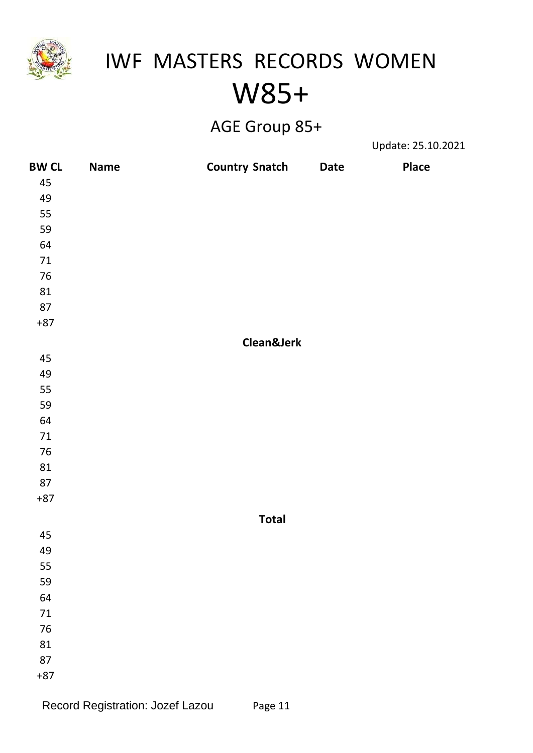# IWF MASTERS RECORDS WOMEN

# W85+

## AGE Group 85+

Update: 25.10.2021

| BW CL | Name | Country | Snatch | Date | Place |
|---|---|---|---|---|---|
| 45 | | | | | |
| 49 | | | | | |
| 55 | | | | | |
| 59 | | | | | |
| 64 | | | | | |
| 71 | | | | | |
| 76 | | | | | |
| 81 | | | | | |
| 87 | | | | | |
| +87 | | | | | |
| | | | **Clean&Jerk** | | |
| 45 | | | | | |
| 49 | | | | | |
| 55 | | | | | |
| 59 | | | | | |
| 64 | | | | | |
| 71 | | | | | |
| 76 | | | | | |
| 81 | | | | | |
| 87 | | | | | |
| +87 | | | | | |
| | | | **Total** | | |
| 45 | | | | | |
| 49 | | | | | |
| 55 | | | | | |
| 59 | | | | | |
| 64 | | | | | |
| 71 | | | | | |
| 76 | | | | | |
| 81 | | | | | |
| 87 | | | | | |
| +87 | | | | | |

Record Registration: Jozef Lazou